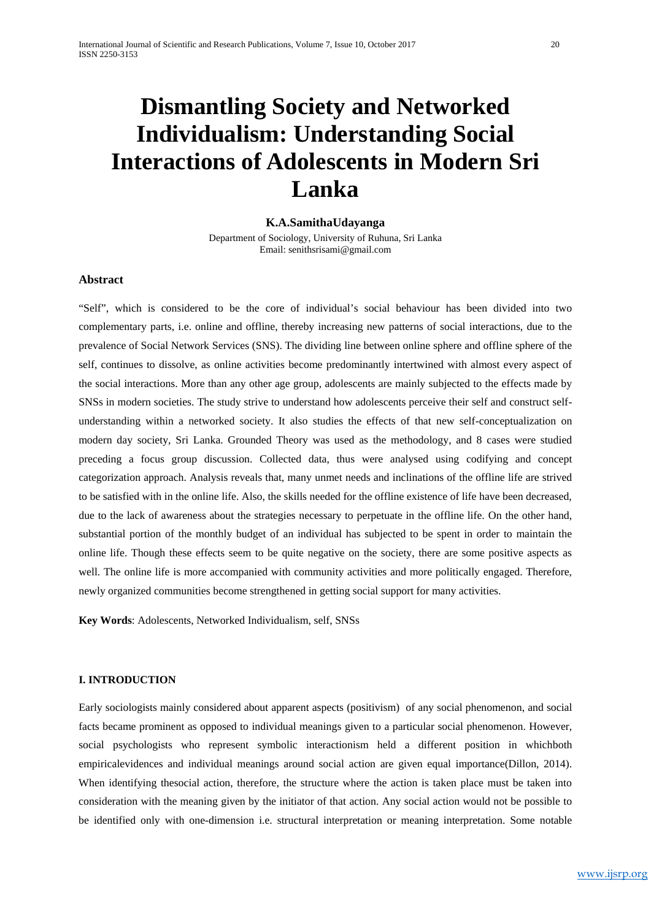# Dismantling Society and Networked Individualism: Understanding Social Interactions of Adolescents in Modern Sri Lanka

**K.A.SamithaUdayanga**

Department of Sociology, University of Ruhuna, Sri Lanka
Email: senithsrisami@gmail.com

## Abstract

"Self", which is considered to be the core of individual's social behaviour has been divided into two complementary parts, i.e. online and offline, thereby increasing new patterns of social interactions, due to the prevalence of Social Network Services (SNS). The dividing line between online sphere and offline sphere of the self, continues to dissolve, as online activities become predominantly intertwined with almost every aspect of the social interactions. More than any other age group, adolescents are mainly subjected to the effects made by SNSs in modern societies. The study strive to understand how adolescents perceive their self and construct self-understanding within a networked society. It also studies the effects of that new self-conceptualization on modern day society, Sri Lanka. Grounded Theory was used as the methodology, and 8 cases were studied preceding a focus group discussion. Collected data, thus were analysed using codifying and concept categorization approach. Analysis reveals that, many unmet needs and inclinations of the offline life are strived to be satisfied with in the online life. Also, the skills needed for the offline existence of life have been decreased, due to the lack of awareness about the strategies necessary to perpetuate in the offline life. On the other hand, substantial portion of the monthly budget of an individual has subjected to be spent in order to maintain the online life. Though these effects seem to be quite negative on the society, there are some positive aspects as well. The online life is more accompanied with community activities and more politically engaged. Therefore, newly organized communities become strengthened in getting social support for many activities.

**Key Words**: Adolescents, Networked Individualism, self, SNSs

## I. INTRODUCTION

Early sociologists mainly considered about apparent aspects (positivism) of any social phenomenon, and social facts became prominent as opposed to individual meanings given to a particular social phenomenon. However, social psychologists who represent symbolic interactionism held a different position in whichboth empiricalevidences and individual meanings around social action are given equal importance(Dillon, 2014). When identifying thesocial action, therefore, the structure where the action is taken place must be taken into consideration with the meaning given by the initiator of that action. Any social action would not be possible to be identified only with one-dimension i.e. structural interpretation or meaning interpretation. Some notable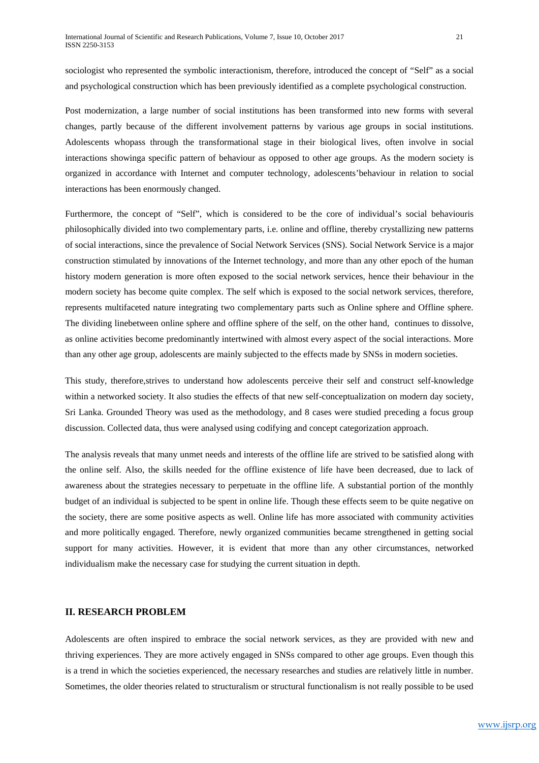sociologist who represented the symbolic interactionism, therefore, introduced the concept of "Self" as a social and psychological construction which has been previously identified as a complete psychological construction.

Post modernization, a large number of social institutions has been transformed into new forms with several changes, partly because of the different involvement patterns by various age groups in social institutions. Adolescents whopass through the transformational stage in their biological lives, often involve in social interactions showinga specific pattern of behaviour as opposed to other age groups. As the modern society is organized in accordance with Internet and computer technology, adolescents'behaviour in relation to social interactions has been enormously changed.

Furthermore, the concept of "Self", which is considered to be the core of individual's social behaviouris philosophically divided into two complementary parts, i.e. online and offline, thereby crystallizing new patterns of social interactions, since the prevalence of Social Network Services (SNS). Social Network Service is a major construction stimulated by innovations of the Internet technology, and more than any other epoch of the human history modern generation is more often exposed to the social network services, hence their behaviour in the modern society has become quite complex. The self which is exposed to the social network services, therefore, represents multifaceted nature integrating two complementary parts such as Online sphere and Offline sphere. The dividing linebetween online sphere and offline sphere of the self, on the other hand, continues to dissolve, as online activities become predominantly intertwined with almost every aspect of the social interactions. More than any other age group, adolescents are mainly subjected to the effects made by SNSs in modern societies.

This study, therefore,strives to understand how adolescents perceive their self and construct self-knowledge within a networked society. It also studies the effects of that new self-conceptualization on modern day society, Sri Lanka. Grounded Theory was used as the methodology, and 8 cases were studied preceding a focus group discussion. Collected data, thus were analysed using codifying and concept categorization approach.

The analysis reveals that many unmet needs and interests of the offline life are strived to be satisfied along with the online self. Also, the skills needed for the offline existence of life have been decreased, due to lack of awareness about the strategies necessary to perpetuate in the offline life. A substantial portion of the monthly budget of an individual is subjected to be spent in online life. Though these effects seem to be quite negative on the society, there are some positive aspects as well. Online life has more associated with community activities and more politically engaged. Therefore, newly organized communities became strengthened in getting social support for many activities. However, it is evident that more than any other circumstances, networked individualism make the necessary case for studying the current situation in depth.

## II. RESEARCH PROBLEM

Adolescents are often inspired to embrace the social network services, as they are provided with new and thriving experiences. They are more actively engaged in SNSs compared to other age groups. Even though this is a trend in which the societies experienced, the necessary researches and studies are relatively little in number. Sometimes, the older theories related to structuralism or structural functionalism is not really possible to be used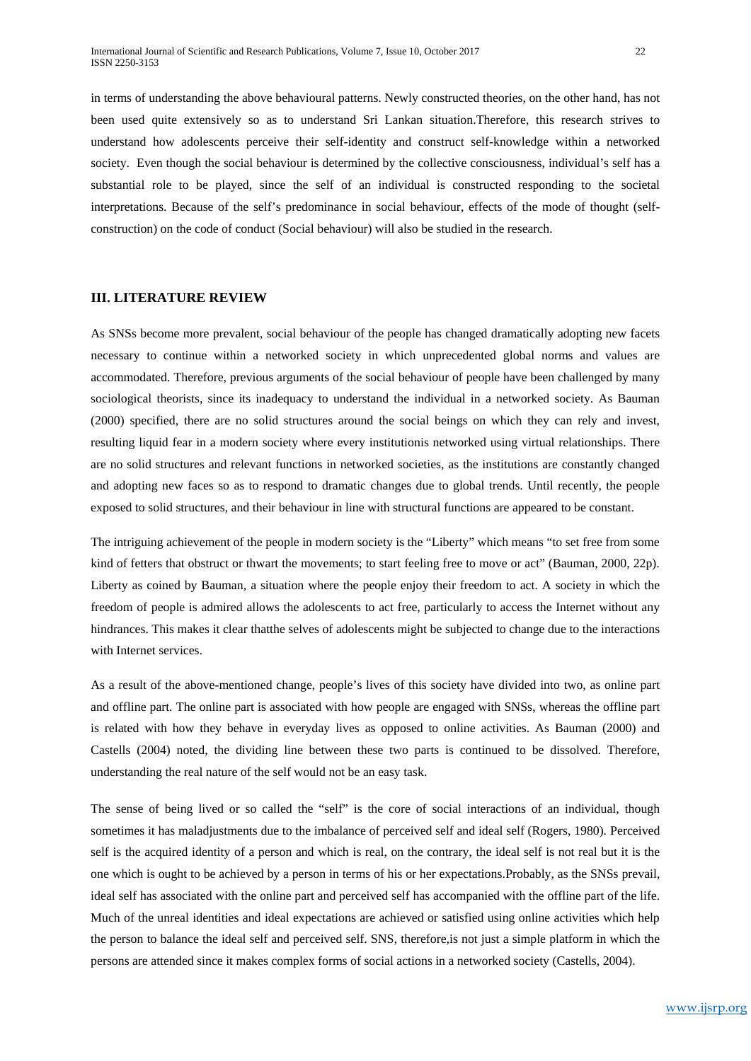in terms of understanding the above behavioural patterns. Newly constructed theories, on the other hand, has not been used quite extensively so as to understand Sri Lankan situation.Therefore, this research strives to understand how adolescents perceive their self-identity and construct self-knowledge within a networked society. Even though the social behaviour is determined by the collective consciousness, individual's self has a substantial role to be played, since the self of an individual is constructed responding to the societal interpretations. Because of the self's predominance in social behaviour, effects of the mode of thought (self-construction) on the code of conduct (Social behaviour) will also be studied in the research.

## III. LITERATURE REVIEW

As SNSs become more prevalent, social behaviour of the people has changed dramatically adopting new facets necessary to continue within a networked society in which unprecedented global norms and values are accommodated. Therefore, previous arguments of the social behaviour of people have been challenged by many sociological theorists, since its inadequacy to understand the individual in a networked society. As Bauman (2000) specified, there are no solid structures around the social beings on which they can rely and invest, resulting liquid fear in a modern society where every institutionis networked using virtual relationships. There are no solid structures and relevant functions in networked societies, as the institutions are constantly changed and adopting new faces so as to respond to dramatic changes due to global trends. Until recently, the people exposed to solid structures, and their behaviour in line with structural functions are appeared to be constant.

The intriguing achievement of the people in modern society is the "Liberty" which means "to set free from some kind of fetters that obstruct or thwart the movements; to start feeling free to move or act" (Bauman, 2000, 22p). Liberty as coined by Bauman, a situation where the people enjoy their freedom to act. A society in which the freedom of people is admired allows the adolescents to act free, particularly to access the Internet without any hindrances. This makes it clear thatthe selves of adolescents might be subjected to change due to the interactions with Internet services.

As a result of the above-mentioned change, people's lives of this society have divided into two, as online part and offline part. The online part is associated with how people are engaged with SNSs, whereas the offline part is related with how they behave in everyday lives as opposed to online activities. As Bauman (2000) and Castells (2004) noted, the dividing line between these two parts is continued to be dissolved. Therefore, understanding the real nature of the self would not be an easy task.

The sense of being lived or so called the "self" is the core of social interactions of an individual, though sometimes it has maladjustments due to the imbalance of perceived self and ideal self (Rogers, 1980). Perceived self is the acquired identity of a person and which is real, on the contrary, the ideal self is not real but it is the one which is ought to be achieved by a person in terms of his or her expectations.Probably, as the SNSs prevail, ideal self has associated with the online part and perceived self has accompanied with the offline part of the life. Much of the unreal identities and ideal expectations are achieved or satisfied using online activities which help the person to balance the ideal self and perceived self. SNS, therefore,is not just a simple platform in which the persons are attended since it makes complex forms of social actions in a networked society (Castells, 2004).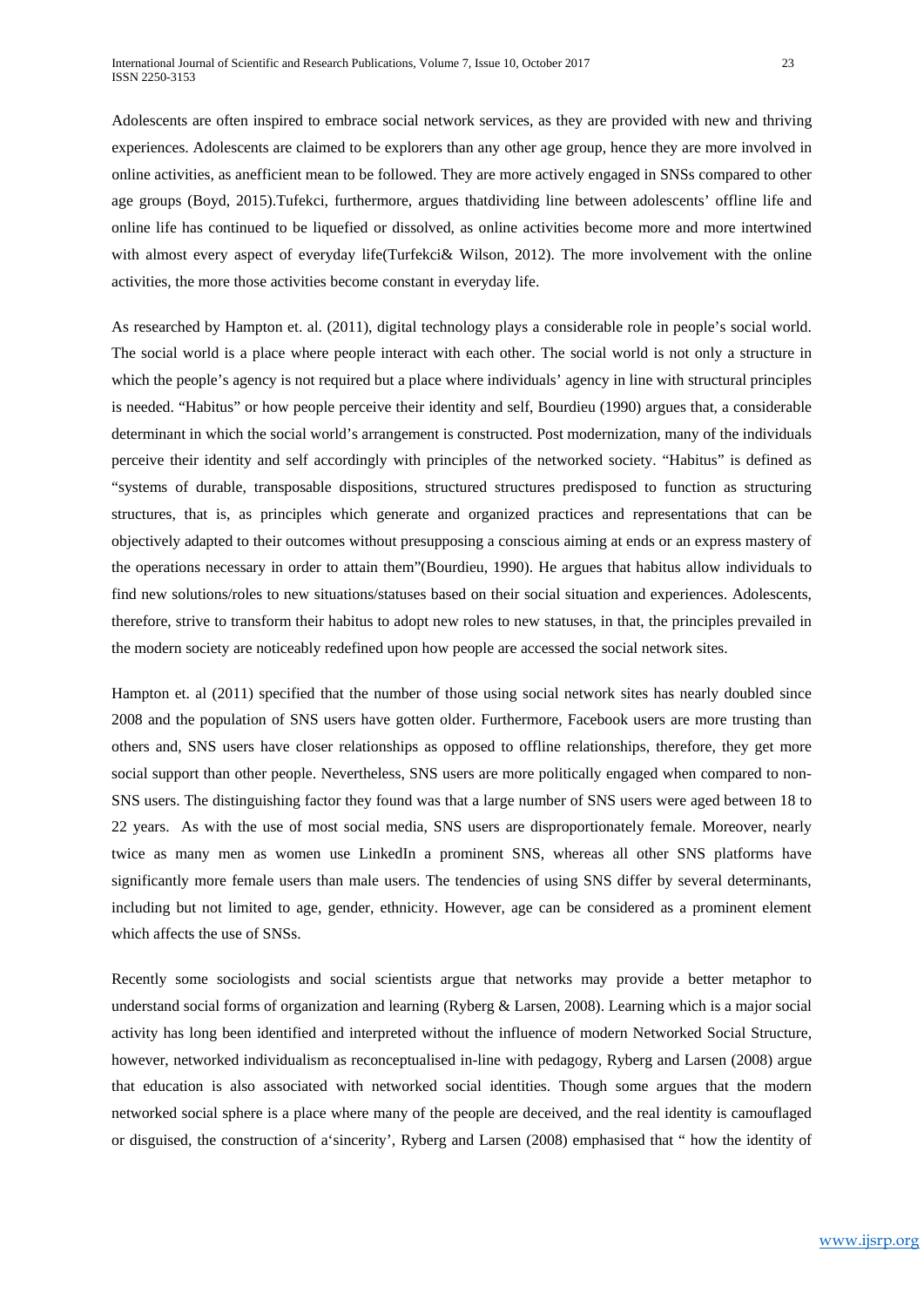Adolescents are often inspired to embrace social network services, as they are provided with new and thriving experiences. Adolescents are claimed to be explorers than any other age group, hence they are more involved in online activities, as anefficient mean to be followed. They are more actively engaged in SNSs compared to other age groups (Boyd, 2015).Tufekci, furthermore, argues thatdividing line between adolescents' offline life and online life has continued to be liquefied or dissolved, as online activities become more and more intertwined with almost every aspect of everyday life(Turfekci& Wilson, 2012). The more involvement with the online activities, the more those activities become constant in everyday life.

As researched by Hampton et. al. (2011), digital technology plays a considerable role in people's social world. The social world is a place where people interact with each other. The social world is not only a structure in which the people's agency is not required but a place where individuals' agency in line with structural principles is needed. "Habitus" or how people perceive their identity and self, Bourdieu (1990) argues that, a considerable determinant in which the social world's arrangement is constructed. Post modernization, many of the individuals perceive their identity and self accordingly with principles of the networked society. "Habitus" is defined as "systems of durable, transposable dispositions, structured structures predisposed to function as structuring structures, that is, as principles which generate and organized practices and representations that can be objectively adapted to their outcomes without presupposing a conscious aiming at ends or an express mastery of the operations necessary in order to attain them"(Bourdieu, 1990). He argues that habitus allow individuals to find new solutions/roles to new situations/statuses based on their social situation and experiences. Adolescents, therefore, strive to transform their habitus to adopt new roles to new statuses, in that, the principles prevailed in the modern society are noticeably redefined upon how people are accessed the social network sites.

Hampton et. al (2011) specified that the number of those using social network sites has nearly doubled since 2008 and the population of SNS users have gotten older. Furthermore, Facebook users are more trusting than others and, SNS users have closer relationships as opposed to offline relationships, therefore, they get more social support than other people. Nevertheless, SNS users are more politically engaged when compared to non-SNS users. The distinguishing factor they found was that a large number of SNS users were aged between 18 to 22 years. As with the use of most social media, SNS users are disproportionately female. Moreover, nearly twice as many men as women use LinkedIn a prominent SNS, whereas all other SNS platforms have significantly more female users than male users. The tendencies of using SNS differ by several determinants, including but not limited to age, gender, ethnicity. However, age can be considered as a prominent element which affects the use of SNSs.

Recently some sociologists and social scientists argue that networks may provide a better metaphor to understand social forms of organization and learning (Ryberg & Larsen, 2008). Learning which is a major social activity has long been identified and interpreted without the influence of modern Networked Social Structure, however, networked individualism as reconceptualised in-line with pedagogy, Ryberg and Larsen (2008) argue that education is also associated with networked social identities. Though some argues that the modern networked social sphere is a place where many of the people are deceived, and the real identity is camouflaged or disguised, the construction of a'sincerity', Ryberg and Larsen (2008) emphasised that " how the identity of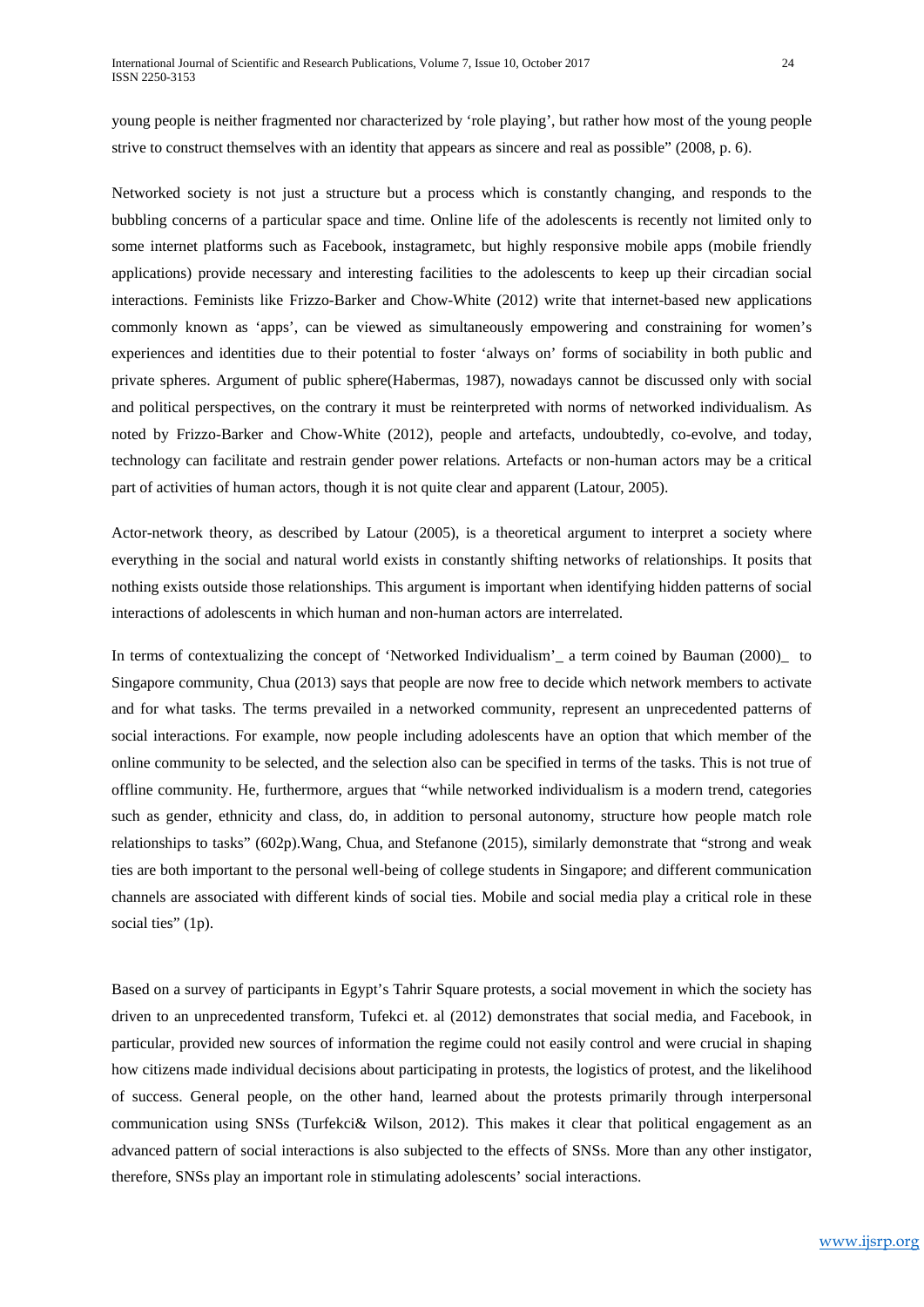young people is neither fragmented nor characterized by 'role playing', but rather how most of the young people strive to construct themselves with an identity that appears as sincere and real as possible" (2008, p. 6).

Networked society is not just a structure but a process which is constantly changing, and responds to the bubbling concerns of a particular space and time. Online life of the adolescents is recently not limited only to some internet platforms such as Facebook, instagrametc, but highly responsive mobile apps (mobile friendly applications) provide necessary and interesting facilities to the adolescents to keep up their circadian social interactions. Feminists like Frizzo-Barker and Chow-White (2012) write that internet-based new applications commonly known as 'apps', can be viewed as simultaneously empowering and constraining for women's experiences and identities due to their potential to foster 'always on' forms of sociability in both public and private spheres. Argument of public sphere(Habermas, 1987), nowadays cannot be discussed only with social and political perspectives, on the contrary it must be reinterpreted with norms of networked individualism. As noted by Frizzo-Barker and Chow-White (2012), people and artefacts, undoubtedly, co-evolve, and today, technology can facilitate and restrain gender power relations. Artefacts or non-human actors may be a critical part of activities of human actors, though it is not quite clear and apparent (Latour, 2005).

Actor-network theory, as described by Latour (2005), is a theoretical argument to interpret a society where everything in the social and natural world exists in constantly shifting networks of relationships. It posits that nothing exists outside those relationships. This argument is important when identifying hidden patterns of social interactions of adolescents in which human and non-human actors are interrelated.

In terms of contextualizing the concept of 'Networked Individualism'_ a term coined by Bauman (2000)_ to Singapore community, Chua (2013) says that people are now free to decide which network members to activate and for what tasks. The terms prevailed in a networked community, represent an unprecedented patterns of social interactions. For example, now people including adolescents have an option that which member of the online community to be selected, and the selection also can be specified in terms of the tasks. This is not true of offline community. He, furthermore, argues that "while networked individualism is a modern trend, categories such as gender, ethnicity and class, do, in addition to personal autonomy, structure how people match role relationships to tasks" (602p).Wang, Chua, and Stefanone (2015), similarly demonstrate that "strong and weak ties are both important to the personal well-being of college students in Singapore; and different communication channels are associated with different kinds of social ties. Mobile and social media play a critical role in these social ties" (1p).

Based on a survey of participants in Egypt's Tahrir Square protests, a social movement in which the society has driven to an unprecedented transform, Tufekci et. al (2012) demonstrates that social media, and Facebook, in particular, provided new sources of information the regime could not easily control and were crucial in shaping how citizens made individual decisions about participating in protests, the logistics of protest, and the likelihood of success. General people, on the other hand, learned about the protests primarily through interpersonal communication using SNSs (Turfekci& Wilson, 2012). This makes it clear that political engagement as an advanced pattern of social interactions is also subjected to the effects of SNSs. More than any other instigator, therefore, SNSs play an important role in stimulating adolescents' social interactions.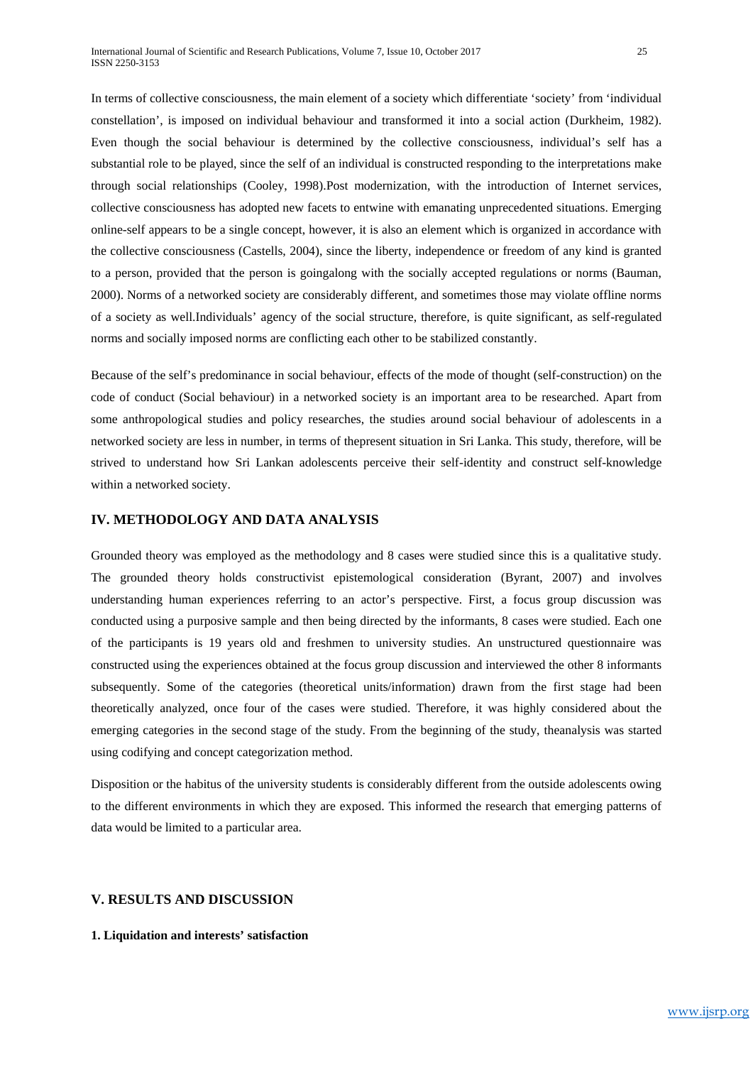In terms of collective consciousness, the main element of a society which differentiate 'society' from 'individual constellation', is imposed on individual behaviour and transformed it into a social action (Durkheim, 1982). Even though the social behaviour is determined by the collective consciousness, individual's self has a substantial role to be played, since the self of an individual is constructed responding to the interpretations make through social relationships (Cooley, 1998).Post modernization, with the introduction of Internet services, collective consciousness has adopted new facets to entwine with emanating unprecedented situations. Emerging online-self appears to be a single concept, however, it is also an element which is organized in accordance with the collective consciousness (Castells, 2004), since the liberty, independence or freedom of any kind is granted to a person, provided that the person is goingalong with the socially accepted regulations or norms (Bauman, 2000). Norms of a networked society are considerably different, and sometimes those may violate offline norms of a society as well.Individuals' agency of the social structure, therefore, is quite significant, as self-regulated norms and socially imposed norms are conflicting each other to be stabilized constantly.

Because of the self's predominance in social behaviour, effects of the mode of thought (self-construction) on the code of conduct (Social behaviour) in a networked society is an important area to be researched. Apart from some anthropological studies and policy researches, the studies around social behaviour of adolescents in a networked society are less in number, in terms of thepresent situation in Sri Lanka. This study, therefore, will be strived to understand how Sri Lankan adolescents perceive their self-identity and construct self-knowledge within a networked society.

## IV. METHODOLOGY AND DATA ANALYSIS

Grounded theory was employed as the methodology and 8 cases were studied since this is a qualitative study. The grounded theory holds constructivist epistemological consideration (Byrant, 2007) and involves understanding human experiences referring to an actor's perspective. First, a focus group discussion was conducted using a purposive sample and then being directed by the informants, 8 cases were studied. Each one of the participants is 19 years old and freshmen to university studies. An unstructured questionnaire was constructed using the experiences obtained at the focus group discussion and interviewed the other 8 informants subsequently. Some of the categories (theoretical units/information) drawn from the first stage had been theoretically analyzed, once four of the cases were studied. Therefore, it was highly considered about the emerging categories in the second stage of the study. From the beginning of the study, theanalysis was started using codifying and concept categorization method.

Disposition or the habitus of the university students is considerably different from the outside adolescents owing to the different environments in which they are exposed. This informed the research that emerging patterns of data would be limited to a particular area.

## V. RESULTS AND DISCUSSION

### 1. Liquidation and interests' satisfaction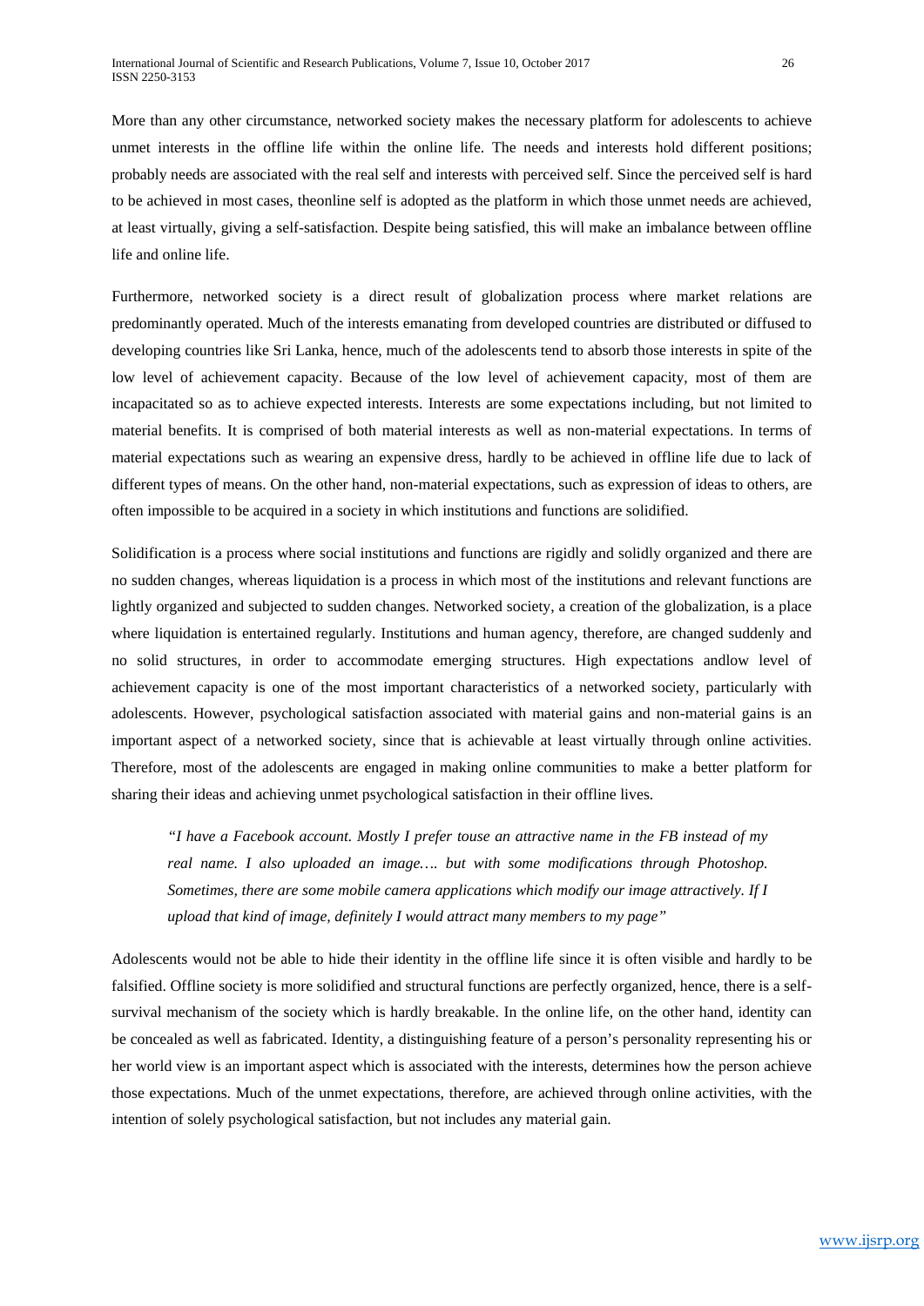More than any other circumstance, networked society makes the necessary platform for adolescents to achieve unmet interests in the offline life within the online life. The needs and interests hold different positions; probably needs are associated with the real self and interests with perceived self. Since the perceived self is hard to be achieved in most cases, theonline self is adopted as the platform in which those unmet needs are achieved, at least virtually, giving a self-satisfaction. Despite being satisfied, this will make an imbalance between offline life and online life.

Furthermore, networked society is a direct result of globalization process where market relations are predominantly operated. Much of the interests emanating from developed countries are distributed or diffused to developing countries like Sri Lanka, hence, much of the adolescents tend to absorb those interests in spite of the low level of achievement capacity. Because of the low level of achievement capacity, most of them are incapacitated so as to achieve expected interests. Interests are some expectations including, but not limited to material benefits. It is comprised of both material interests as well as non-material expectations. In terms of material expectations such as wearing an expensive dress, hardly to be achieved in offline life due to lack of different types of means. On the other hand, non-material expectations, such as expression of ideas to others, are often impossible to be acquired in a society in which institutions and functions are solidified.

Solidification is a process where social institutions and functions are rigidly and solidly organized and there are no sudden changes, whereas liquidation is a process in which most of the institutions and relevant functions are lightly organized and subjected to sudden changes. Networked society, a creation of the globalization, is a place where liquidation is entertained regularly. Institutions and human agency, therefore, are changed suddenly and no solid structures, in order to accommodate emerging structures. High expectations andlow level of achievement capacity is one of the most important characteristics of a networked society, particularly with adolescents. However, psychological satisfaction associated with material gains and non-material gains is an important aspect of a networked society, since that is achievable at least virtually through online activities. Therefore, most of the adolescents are engaged in making online communities to make a better platform for sharing their ideas and achieving unmet psychological satisfaction in their offline lives.

> *"I have a Facebook account. Mostly I prefer touse an attractive name in the FB instead of my real name. I also uploaded an image…. but with some modifications through Photoshop. Sometimes, there are some mobile camera applications which modify our image attractively. If I upload that kind of image, definitely I would attract many members to my page"*

Adolescents would not be able to hide their identity in the offline life since it is often visible and hardly to be falsified. Offline society is more solidified and structural functions are perfectly organized, hence, there is a self-survival mechanism of the society which is hardly breakable. In the online life, on the other hand, identity can be concealed as well as fabricated. Identity, a distinguishing feature of a person's personality representing his or her world view is an important aspect which is associated with the interests, determines how the person achieve those expectations. Much of the unmet expectations, therefore, are achieved through online activities, with the intention of solely psychological satisfaction, but not includes any material gain.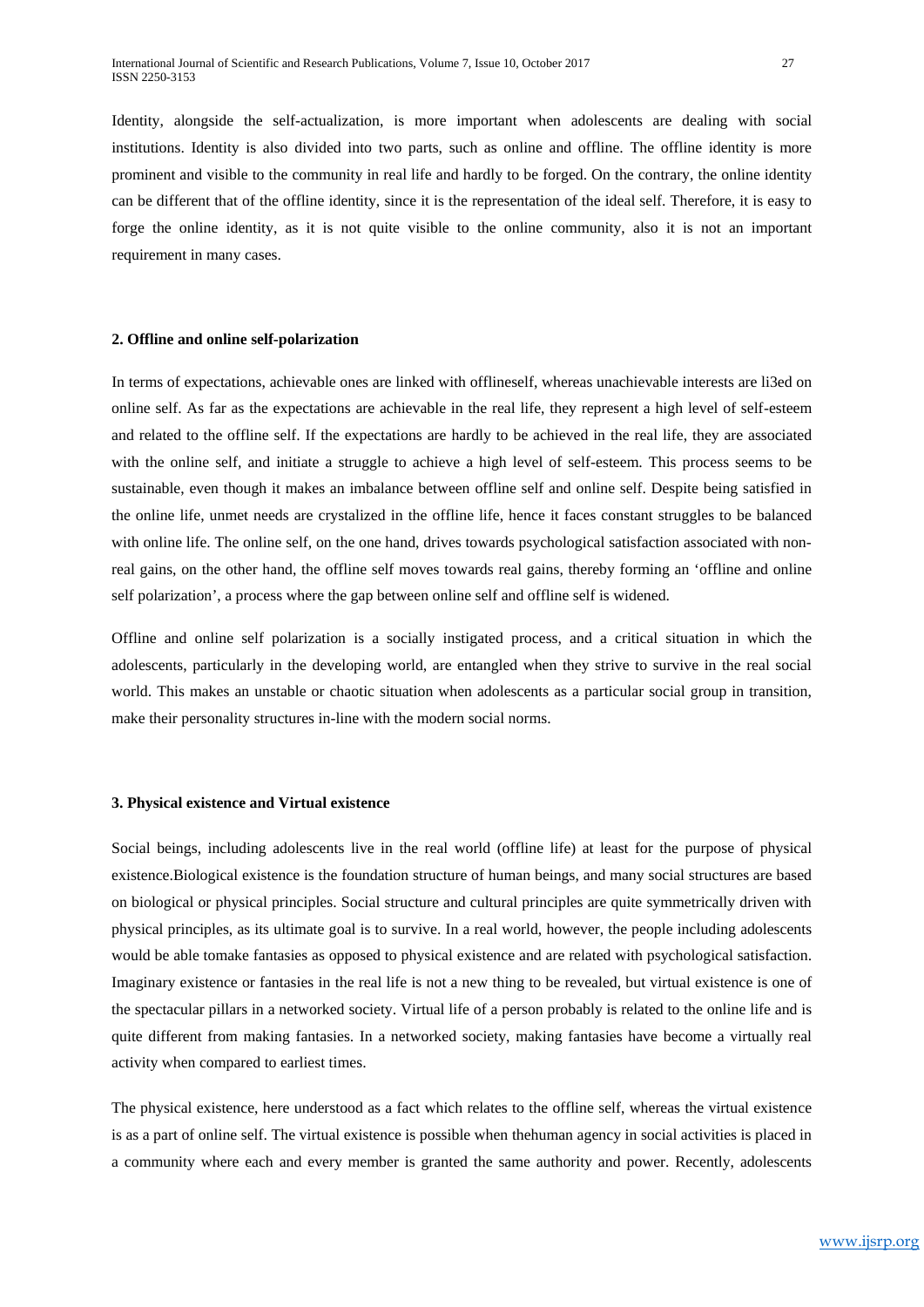Identity, alongside the self-actualization, is more important when adolescents are dealing with social institutions. Identity is also divided into two parts, such as online and offline. The offline identity is more prominent and visible to the community in real life and hardly to be forged. On the contrary, the online identity can be different that of the offline identity, since it is the representation of the ideal self. Therefore, it is easy to forge the online identity, as it is not quite visible to the online community, also it is not an important requirement in many cases.

**2. Offline and online self-polarization**

In terms of expectations, achievable ones are linked with offlineself, whereas unachievable interests are li3ed on online self. As far as the expectations are achievable in the real life, they represent a high level of self-esteem and related to the offline self. If the expectations are hardly to be achieved in the real life, they are associated with the online self, and initiate a struggle to achieve a high level of self-esteem. This process seems to be sustainable, even though it makes an imbalance between offline self and online self. Despite being satisfied in the online life, unmet needs are crystalized in the offline life, hence it faces constant struggles to be balanced with online life. The online self, on the one hand, drives towards psychological satisfaction associated with non-real gains, on the other hand, the offline self moves towards real gains, thereby forming an 'offline and online self polarization', a process where the gap between online self and offline self is widened.

Offline and online self polarization is a socially instigated process, and a critical situation in which the adolescents, particularly in the developing world, are entangled when they strive to survive in the real social world. This makes an unstable or chaotic situation when adolescents as a particular social group in transition, make their personality structures in-line with the modern social norms.

**3. Physical existence and Virtual existence**

Social beings, including adolescents live in the real world (offline life) at least for the purpose of physical existence.Biological existence is the foundation structure of human beings, and many social structures are based on biological or physical principles. Social structure and cultural principles are quite symmetrically driven with physical principles, as its ultimate goal is to survive. In a real world, however, the people including adolescents would be able tomake fantasies as opposed to physical existence and are related with psychological satisfaction. Imaginary existence or fantasies in the real life is not a new thing to be revealed, but virtual existence is one of the spectacular pillars in a networked society. Virtual life of a person probably is related to the online life and is quite different from making fantasies. In a networked society, making fantasies have become a virtually real activity when compared to earliest times.

The physical existence, here understood as a fact which relates to the offline self, whereas the virtual existence is as a part of online self. The virtual existence is possible when thehuman agency in social activities is placed in a community where each and every member is granted the same authority and power. Recently, adolescents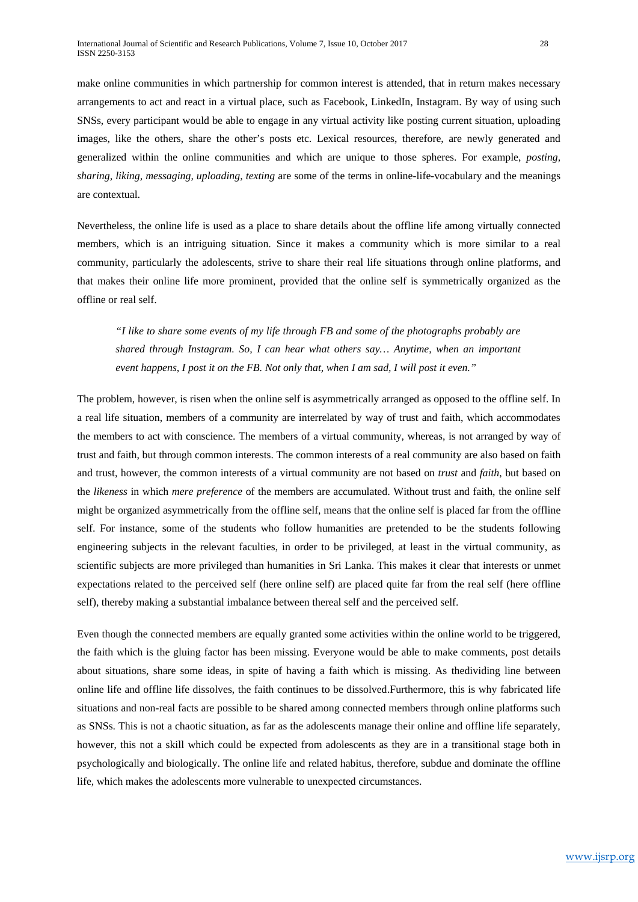make online communities in which partnership for common interest is attended, that in return makes necessary arrangements to act and react in a virtual place, such as Facebook, LinkedIn, Instagram. By way of using such SNSs, every participant would be able to engage in any virtual activity like posting current situation, uploading images, like the others, share the other's posts etc. Lexical resources, therefore, are newly generated and generalized within the online communities and which are unique to those spheres. For example, *posting, sharing, liking, messaging, uploading, texting* are some of the terms in online-life-vocabulary and the meanings are contextual.

Nevertheless, the online life is used as a place to share details about the offline life among virtually connected members, which is an intriguing situation. Since it makes a community which is more similar to a real community, particularly the adolescents, strive to share their real life situations through online platforms, and that makes their online life more prominent, provided that the online self is symmetrically organized as the offline or real self.

> *"I like to share some events of my life through FB and some of the photographs probably are shared through Instagram. So, I can hear what others say… Anytime, when an important event happens, I post it on the FB. Not only that, when I am sad, I will post it even."*

The problem, however, is risen when the online self is asymmetrically arranged as opposed to the offline self. In a real life situation, members of a community are interrelated by way of trust and faith, which accommodates the members to act with conscience. The members of a virtual community, whereas, is not arranged by way of trust and faith, but through common interests. The common interests of a real community are also based on faith and trust, however, the common interests of a virtual community are not based on *trust* and *faith*, but based on the *likeness* in which *mere preference* of the members are accumulated. Without trust and faith, the online self might be organized asymmetrically from the offline self, means that the online self is placed far from the offline self. For instance, some of the students who follow humanities are pretended to be the students following engineering subjects in the relevant faculties, in order to be privileged, at least in the virtual community, as scientific subjects are more privileged than humanities in Sri Lanka. This makes it clear that interests or unmet expectations related to the perceived self (here online self) are placed quite far from the real self (here offline self), thereby making a substantial imbalance between thereal self and the perceived self.

Even though the connected members are equally granted some activities within the online world to be triggered, the faith which is the gluing factor has been missing. Everyone would be able to make comments, post details about situations, share some ideas, in spite of having a faith which is missing. As thedividing line between online life and offline life dissolves, the faith continues to be dissolved.Furthermore, this is why fabricated life situations and non-real facts are possible to be shared among connected members through online platforms such as SNSs. This is not a chaotic situation, as far as the adolescents manage their online and offline life separately, however, this not a skill which could be expected from adolescents as they are in a transitional stage both in psychologically and biologically. The online life and related habitus, therefore, subdue and dominate the offline life, which makes the adolescents more vulnerable to unexpected circumstances.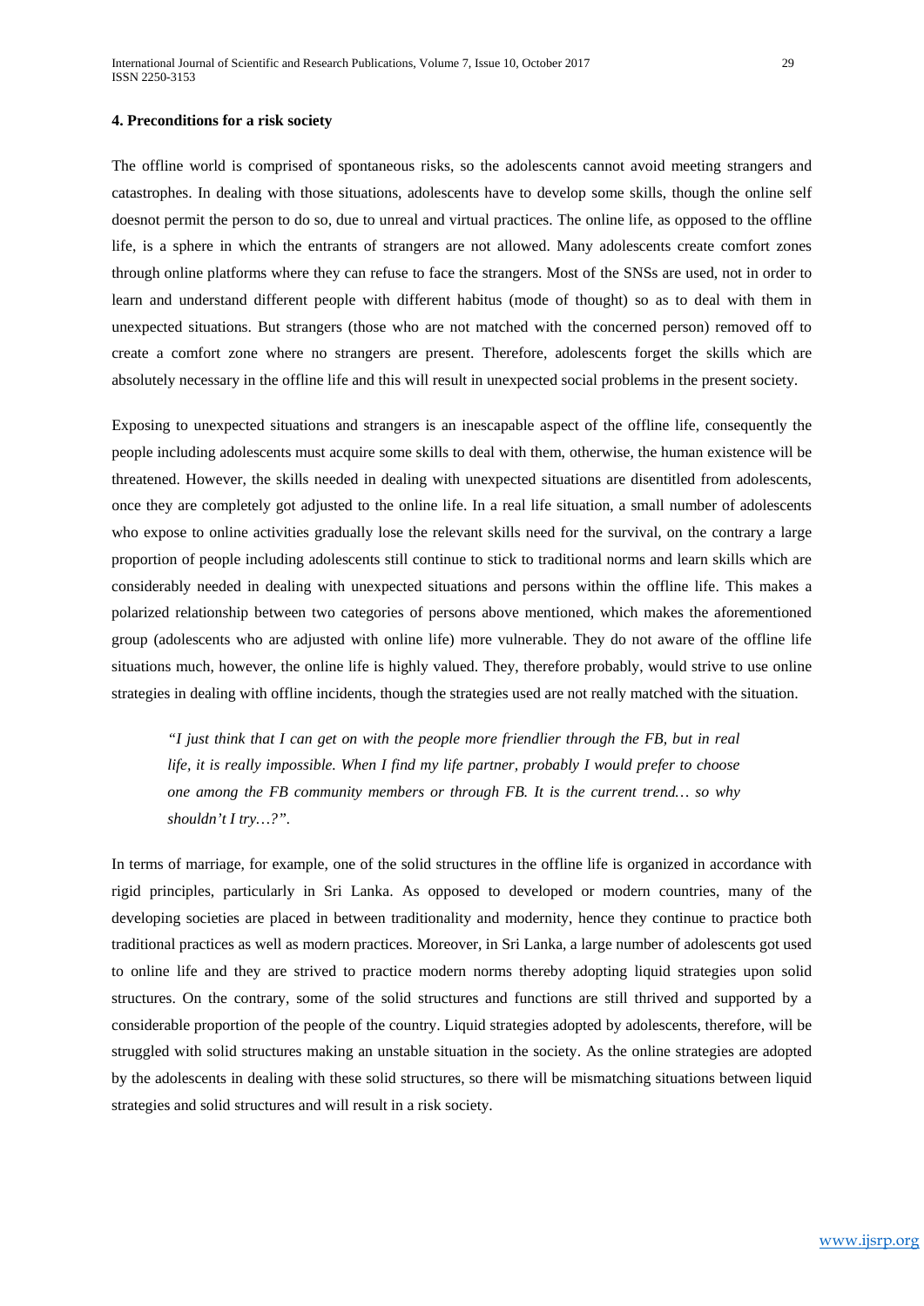**4. Preconditions for a risk society**

The offline world is comprised of spontaneous risks, so the adolescents cannot avoid meeting strangers and catastrophes. In dealing with those situations, adolescents have to develop some skills, though the online self doesnot permit the person to do so, due to unreal and virtual practices. The online life, as opposed to the offline life, is a sphere in which the entrants of strangers are not allowed. Many adolescents create comfort zones through online platforms where they can refuse to face the strangers. Most of the SNSs are used, not in order to learn and understand different people with different habitus (mode of thought) so as to deal with them in unexpected situations. But strangers (those who are not matched with the concerned person) removed off to create a comfort zone where no strangers are present. Therefore, adolescents forget the skills which are absolutely necessary in the offline life and this will result in unexpected social problems in the present society.

Exposing to unexpected situations and strangers is an inescapable aspect of the offline life, consequently the people including adolescents must acquire some skills to deal with them, otherwise, the human existence will be threatened. However, the skills needed in dealing with unexpected situations are disentitled from adolescents, once they are completely got adjusted to the online life. In a real life situation, a small number of adolescents who expose to online activities gradually lose the relevant skills need for the survival, on the contrary a large proportion of people including adolescents still continue to stick to traditional norms and learn skills which are considerably needed in dealing with unexpected situations and persons within the offline life. This makes a polarized relationship between two categories of persons above mentioned, which makes the aforementioned group (adolescents who are adjusted with online life) more vulnerable. They do not aware of the offline life situations much, however, the online life is highly valued. They, therefore probably, would strive to use online strategies in dealing with offline incidents, though the strategies used are not really matched with the situation.

> *"I just think that I can get on with the people more friendlier through the FB, but in real life, it is really impossible. When I find my life partner, probably I would prefer to choose one among the FB community members or through FB. It is the current trend… so why shouldn't I try…?".*

In terms of marriage, for example, one of the solid structures in the offline life is organized in accordance with rigid principles, particularly in Sri Lanka. As opposed to developed or modern countries, many of the developing societies are placed in between traditionality and modernity, hence they continue to practice both traditional practices as well as modern practices. Moreover, in Sri Lanka, a large number of adolescents got used to online life and they are strived to practice modern norms thereby adopting liquid strategies upon solid structures. On the contrary, some of the solid structures and functions are still thrived and supported by a considerable proportion of the people of the country. Liquid strategies adopted by adolescents, therefore, will be struggled with solid structures making an unstable situation in the society. As the online strategies are adopted by the adolescents in dealing with these solid structures, so there will be mismatching situations between liquid strategies and solid structures and will result in a risk society.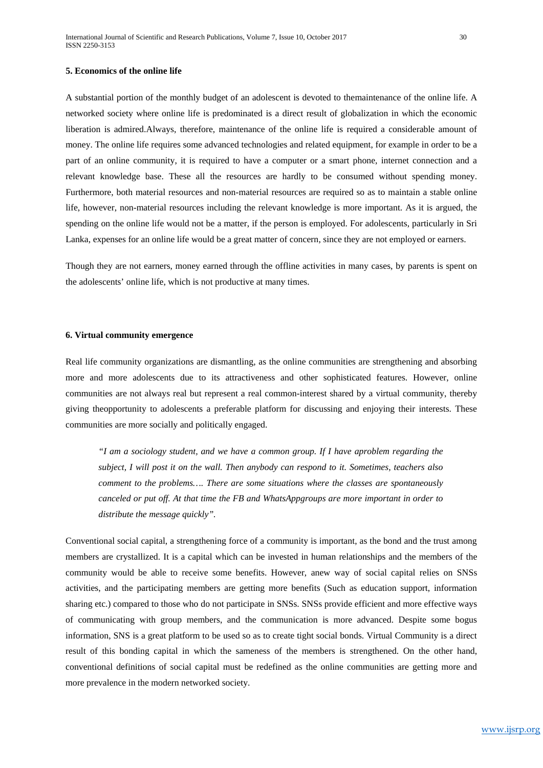#### 5. Economics of the online life

A substantial portion of the monthly budget of an adolescent is devoted to themaintenance of the online life. A networked society where online life is predominated is a direct result of globalization in which the economic liberation is admired.Always, therefore, maintenance of the online life is required a considerable amount of money. The online life requires some advanced technologies and related equipment, for example in order to be a part of an online community, it is required to have a computer or a smart phone, internet connection and a relevant knowledge base. These all the resources are hardly to be consumed without spending money. Furthermore, both material resources and non-material resources are required so as to maintain a stable online life, however, non-material resources including the relevant knowledge is more important. As it is argued, the spending on the online life would not be a matter, if the person is employed. For adolescents, particularly in Sri Lanka, expenses for an online life would be a great matter of concern, since they are not employed or earners.

Though they are not earners, money earned through the offline activities in many cases, by parents is spent on the adolescents' online life, which is not productive at many times.

#### 6. Virtual community emergence

Real life community organizations are dismantling, as the online communities are strengthening and absorbing more and more adolescents due to its attractiveness and other sophisticated features. However, online communities are not always real but represent a real common-interest shared by a virtual community, thereby giving theopportunity to adolescents a preferable platform for discussing and enjoying their interests. These communities are more socially and politically engaged.

> *"I am a sociology student, and we have a common group. If I have aproblem regarding the subject, I will post it on the wall. Then anybody can respond to it. Sometimes, teachers also comment to the problems…. There are some situations where the classes are spontaneously canceled or put off. At that time the FB and WhatsAppgroups are more important in order to distribute the message quickly".*

Conventional social capital, a strengthening force of a community is important, as the bond and the trust among members are crystallized. It is a capital which can be invested in human relationships and the members of the community would be able to receive some benefits. However, anew way of social capital relies on SNSs activities, and the participating members are getting more benefits (Such as education support, information sharing etc.) compared to those who do not participate in SNSs. SNSs provide efficient and more effective ways of communicating with group members, and the communication is more advanced. Despite some bogus information, SNS is a great platform to be used so as to create tight social bonds. Virtual Community is a direct result of this bonding capital in which the sameness of the members is strengthened. On the other hand, conventional definitions of social capital must be redefined as the online communities are getting more and more prevalence in the modern networked society.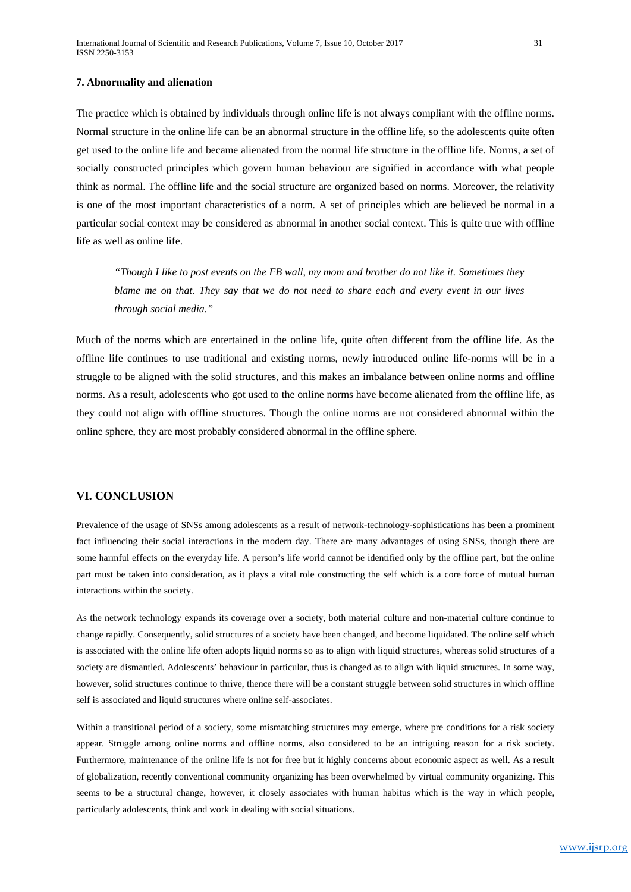### 7. Abnormality and alienation

The practice which is obtained by individuals through online life is not always compliant with the offline norms. Normal structure in the online life can be an abnormal structure in the offline life, so the adolescents quite often get used to the online life and became alienated from the normal life structure in the offline life. Norms, a set of socially constructed principles which govern human behaviour are signified in accordance with what people think as normal. The offline life and the social structure are organized based on norms. Moreover, the relativity is one of the most important characteristics of a norm. A set of principles which are believed be normal in a particular social context may be considered as abnormal in another social context. This is quite true with offline life as well as online life.

> *"Though I like to post events on the FB wall, my mom and brother do not like it. Sometimes they blame me on that. They say that we do not need to share each and every event in our lives through social media."*

Much of the norms which are entertained in the online life, quite often different from the offline life. As the offline life continues to use traditional and existing norms, newly introduced online life-norms will be in a struggle to be aligned with the solid structures, and this makes an imbalance between online norms and offline norms. As a result, adolescents who got used to the online norms have become alienated from the offline life, as they could not align with offline structures. Though the online norms are not considered abnormal within the online sphere, they are most probably considered abnormal in the offline sphere.

## VI. CONCLUSION

Prevalence of the usage of SNSs among adolescents as a result of network-technology-sophistications has been a prominent fact influencing their social interactions in the modern day. There are many advantages of using SNSs, though there are some harmful effects on the everyday life. A person's life world cannot be identified only by the offline part, but the online part must be taken into consideration, as it plays a vital role constructing the self which is a core force of mutual human interactions within the society.

As the network technology expands its coverage over a society, both material culture and non-material culture continue to change rapidly. Consequently, solid structures of a society have been changed, and become liquidated. The online self which is associated with the online life often adopts liquid norms so as to align with liquid structures, whereas solid structures of a society are dismantled. Adolescents' behaviour in particular, thus is changed as to align with liquid structures. In some way, however, solid structures continue to thrive, thence there will be a constant struggle between solid structures in which offline self is associated and liquid structures where online self-associates.

Within a transitional period of a society, some mismatching structures may emerge, where pre conditions for a risk society appear. Struggle among online norms and offline norms, also considered to be an intriguing reason for a risk society. Furthermore, maintenance of the online life is not for free but it highly concerns about economic aspect as well. As a result of globalization, recently conventional community organizing has been overwhelmed by virtual community organizing. This seems to be a structural change, however, it closely associates with human habitus which is the way in which people, particularly adolescents, think and work in dealing with social situations.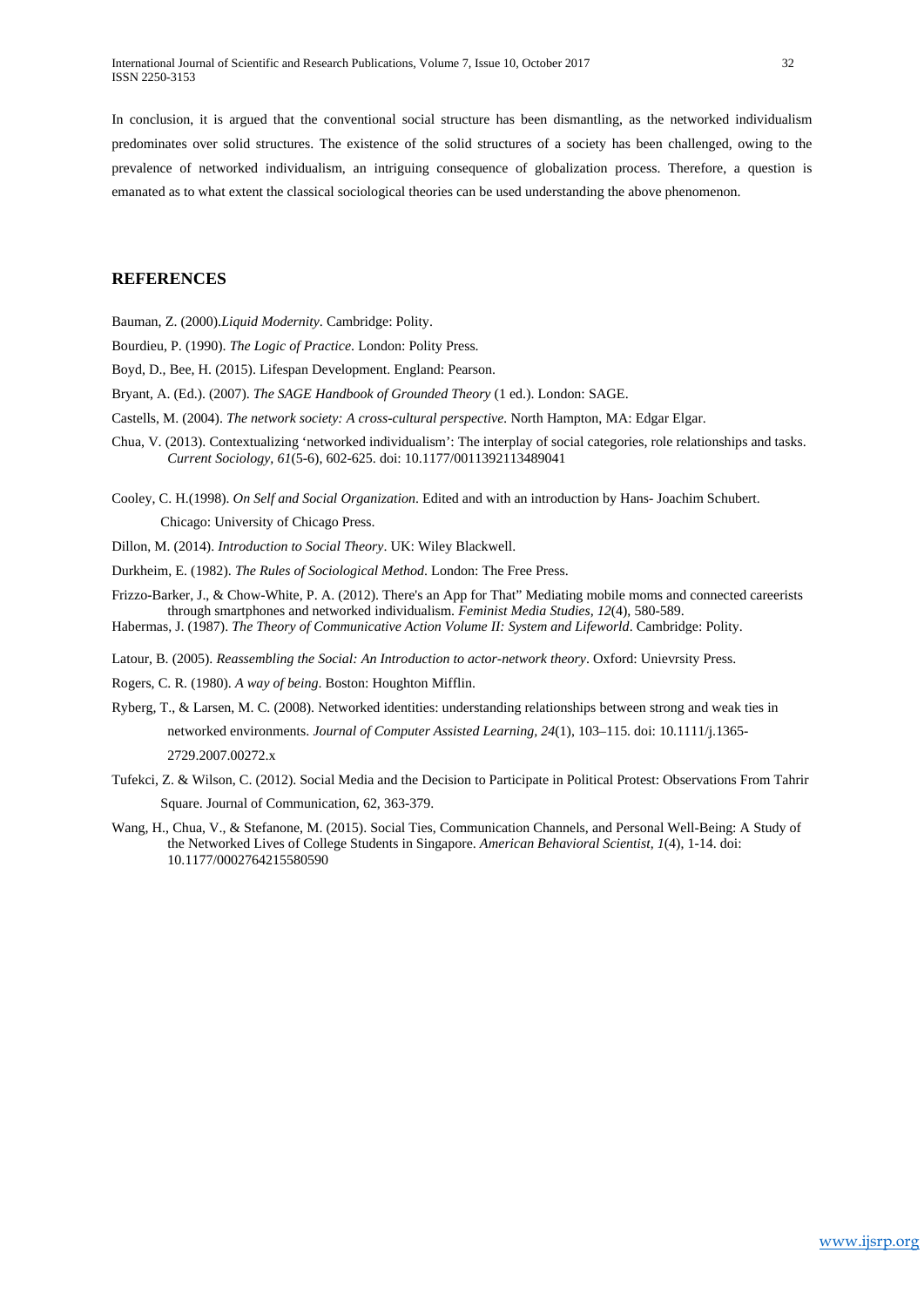In conclusion, it is argued that the conventional social structure has been dismantling, as the networked individualism predominates over solid structures. The existence of the solid structures of a society has been challenged, owing to the prevalence of networked individualism, an intriguing consequence of globalization process. Therefore, a question is emanated as to what extent the classical sociological theories can be used understanding the above phenomenon.

## REFERENCES

Bauman, Z. (2000).*Liquid Modernity*. Cambridge: Polity.

Bourdieu, P. (1990). *The Logic of Practice*. London: Polity Press.

Boyd, D., Bee, H. (2015). Lifespan Development. England: Pearson.

Bryant, A. (Ed.). (2007). *The SAGE Handbook of Grounded Theory* (1 ed.). London: SAGE.

Castells, M. (2004). *The network society: A cross-cultural perspective.* North Hampton, MA: Edgar Elgar.

Chua, V. (2013). Contextualizing 'networked individualism': The interplay of social categories, role relationships and tasks. *Current Sociology, 61*(5-6), 602-625. doi: 10.1177/0011392113489041

Cooley, C. H.(1998). *On Self and Social Organization*. Edited and with an introduction by Hans- Joachim Schubert. Chicago: University of Chicago Press.

Dillon, M. (2014). *Introduction to Social Theory*. UK: Wiley Blackwell.

Durkheim, E. (1982). *The Rules of Sociological Method*. London: The Free Press.

Frizzo-Barker, J., & Chow-White, P. A. (2012). There's an App for That" Mediating mobile moms and connected careerists through smartphones and networked individualism. *Feminist Media Studies, 12*(4), 580-589.

Habermas, J. (1987). *The Theory of Communicative Action Volume II: System and Lifeworld*. Cambridge: Polity.

Latour, B. (2005). *Reassembling the Social: An Introduction to actor-network theory*. Oxford: Unievrsity Press.

Rogers, C. R. (1980). *A way of being*. Boston: Houghton Mifflin.

Ryberg, T., & Larsen, M. C. (2008). Networked identities: understanding relationships between strong and weak ties in networked environments. *Journal of Computer Assisted Learning, 24*(1), 103–115. doi: 10.1111/j.1365-2729.2007.00272.x

Tufekci, Z. & Wilson, C. (2012). Social Media and the Decision to Participate in Political Protest: Observations From Tahrir Square. Journal of Communication, 62, 363-379.

Wang, H., Chua, V., & Stefanone, M. (2015). Social Ties, Communication Channels, and Personal Well-Being: A Study of the Networked Lives of College Students in Singapore. *American Behavioral Scientist, 1*(4), 1-14. doi: 10.1177/0002764215580590